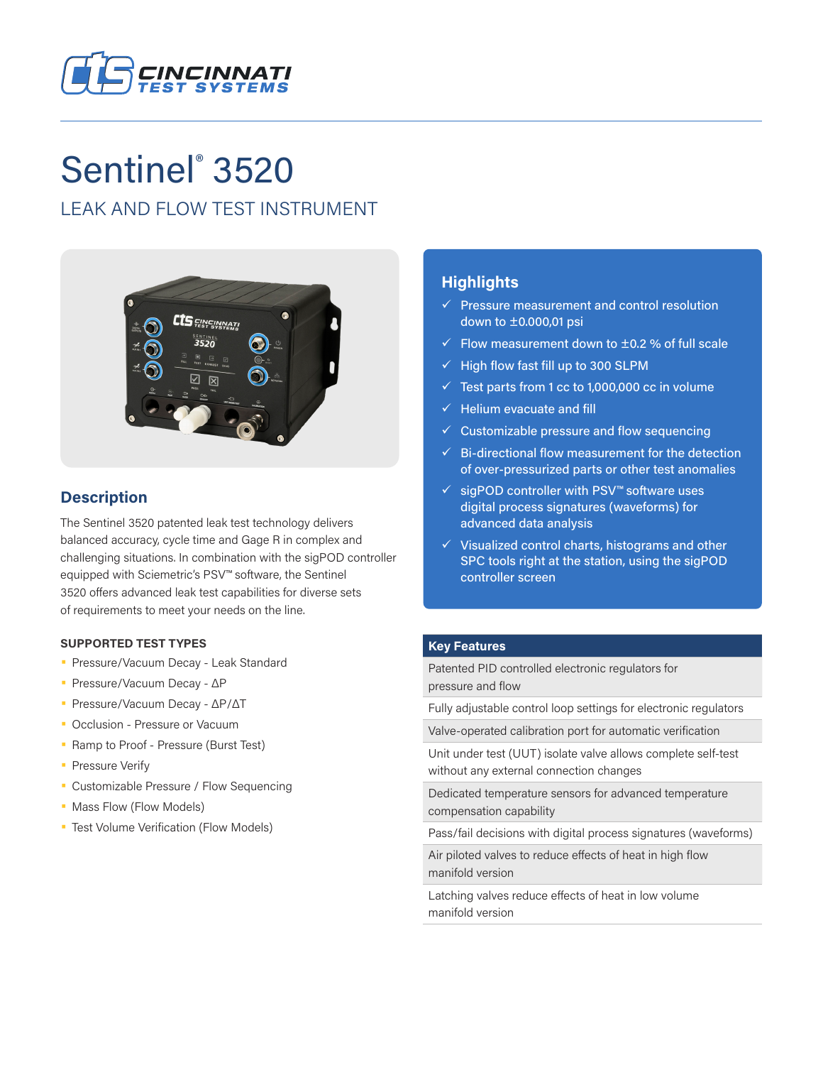# Sentinel® 3520

## LEAK AND FLOW TEST INSTRUMENT

## Description

The Sentinel 3520 patented leak test technology delivers balanced accuracy, cycle time and Gage R in complex and challenging situations. In combination with the sigPOD controller equipped with Sciemetric's PSV™ software, the Sentinel 3520 offers advanced leak test capabilities for diverse sets of requirements to meet your needs on the line.

### SUPPORTED TEST TYPES

- Pressure/Vacuum Decay - Leak Standard
- Pressure/Vacuum Decay - ΔP
- Pressure/Vacuum Decay - ΔP/ΔT
- Occlusion - Pressure or Vacuum
- Ramp to Proof - Pressure (Burst Test)
- Pressure Verify
- Customizable Pressure / Flow Sequencing
- Mass Flow (Flow Models)
- Test Volume Verification (Flow Models)

## Highlights

- ✓ Pressure measurement and control resolution down to ±0.000,01 psi
- ✓ Flow measurement down to ±0.2 % of full scale
- ✓ High flow fast fill up to 300 SLPM
- ✓ Test parts from 1 cc to 1,000,000 cc in volume
- ✓ Helium evacuate and fill
- ✓ Customizable pressure and flow sequencing
- ✓ Bi-directional flow measurement for the detection of over-pressurized parts or other test anomalies
- ✓ sigPOD controller with PSV™ software uses digital process signatures (waveforms) for advanced data analysis
- ✓ Visualized control charts, histograms and other SPC tools right at the station, using the sigPOD controller screen

| Key Features |
|---|
| Patented PID controlled electronic regulators for pressure and flow |
| Fully adjustable control loop settings for electronic regulators |
| Valve-operated calibration port for automatic verification |
| Unit under test (UUT) isolate valve allows complete self-test without any external connection changes |
| Dedicated temperature sensors for advanced temperature compensation capability |
| Pass/fail decisions with digital process signatures (waveforms) |
| Air piloted valves to reduce effects of heat in high flow manifold version |
| Latching valves reduce effects of heat in low volume manifold version |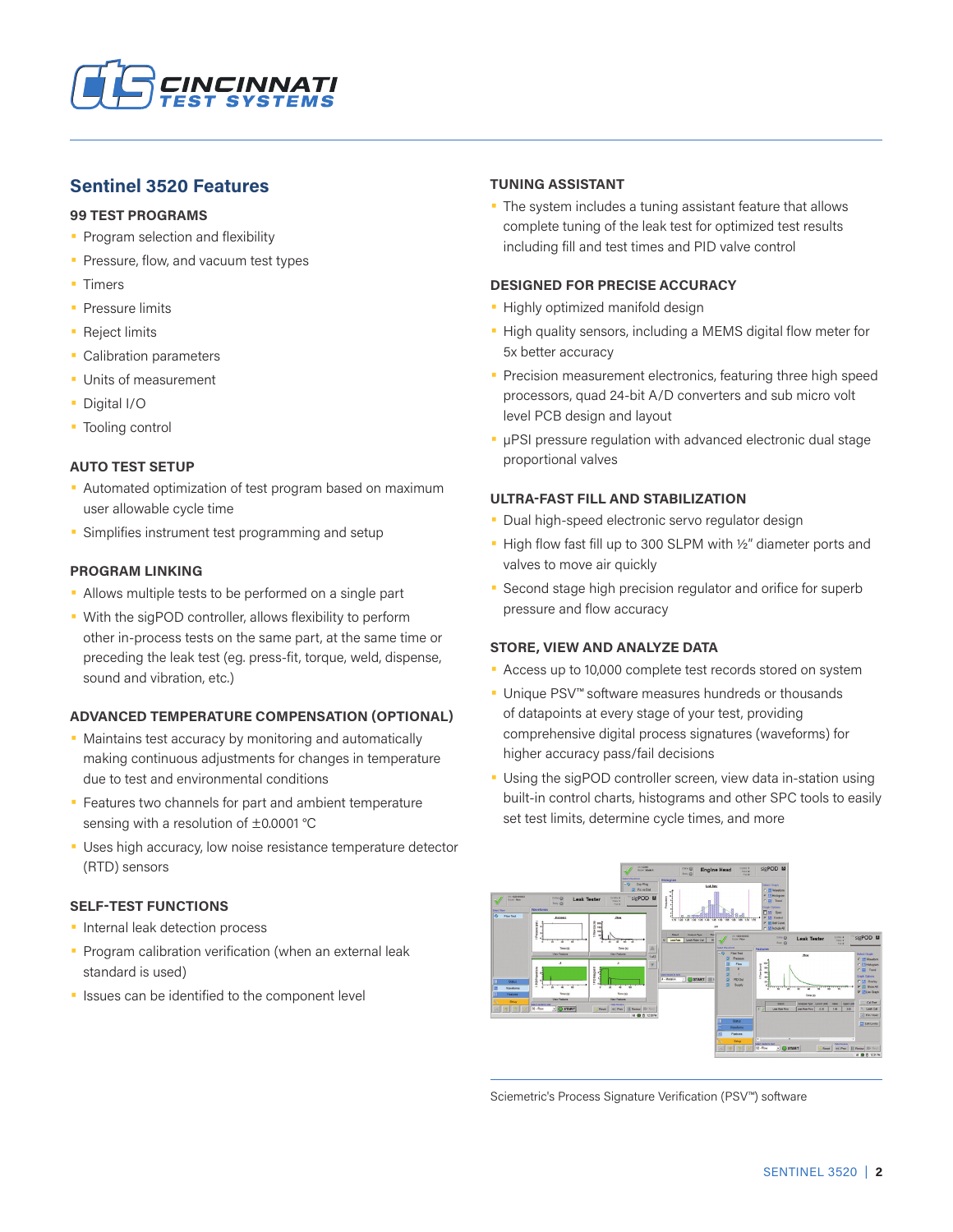## Sentinel 3520 Features

### 99 TEST PROGRAMS

- Program selection and flexibility
- Pressure, flow, and vacuum test types
- Timers
- Pressure limits
- Reject limits
- Calibration parameters
- Units of measurement
- Digital I/O
- Tooling control

### AUTO TEST SETUP

- Automated optimization of test program based on maximum user allowable cycle time
- Simplifies instrument test programming and setup

### PROGRAM LINKING

- Allows multiple tests to be performed on a single part
- With the sigPOD controller, allows flexibility to perform other in-process tests on the same part, at the same time or preceding the leak test (eg. press-fit, torque, weld, dispense, sound and vibration, etc.)

### ADVANCED TEMPERATURE COMPENSATION (OPTIONAL)

- Maintains test accuracy by monitoring and automatically making continuous adjustments for changes in temperature due to test and environmental conditions
- Features two channels for part and ambient temperature sensing with a resolution of ±0.0001 °C
- Uses high accuracy, low noise resistance temperature detector (RTD) sensors

### SELF-TEST FUNCTIONS

- Internal leak detection process
- Program calibration verification (when an external leak standard is used)
- Issues can be identified to the component level

### TUNING ASSISTANT

- The system includes a tuning assistant feature that allows complete tuning of the leak test for optimized test results including fill and test times and PID valve control

### DESIGNED FOR PRECISE ACCURACY

- Highly optimized manifold design
- High quality sensors, including a MEMS digital flow meter for 5x better accuracy
- Precision measurement electronics, featuring three high speed processors, quad 24-bit A/D converters and sub micro volt level PCB design and layout
- μPSI pressure regulation with advanced electronic dual stage proportional valves

### ULTRA-FAST FILL AND STABILIZATION

- Dual high-speed electronic servo regulator design
- High flow fast fill up to 300 SLPM with ½" diameter ports and valves to move air quickly
- Second stage high precision regulator and orifice for superb pressure and flow accuracy

### STORE, VIEW AND ANALYZE DATA

- Access up to 10,000 complete test records stored on system
- Unique PSV™ software measures hundreds or thousands of datapoints at every stage of your test, providing comprehensive digital process signatures (waveforms) for higher accuracy pass/fail decisions
- Using the sigPOD controller screen, view data in-station using built-in control charts, histograms and other SPC tools to easily set test limits, determine cycle times, and more

Sciemetric's Process Signature Verification (PSV™) software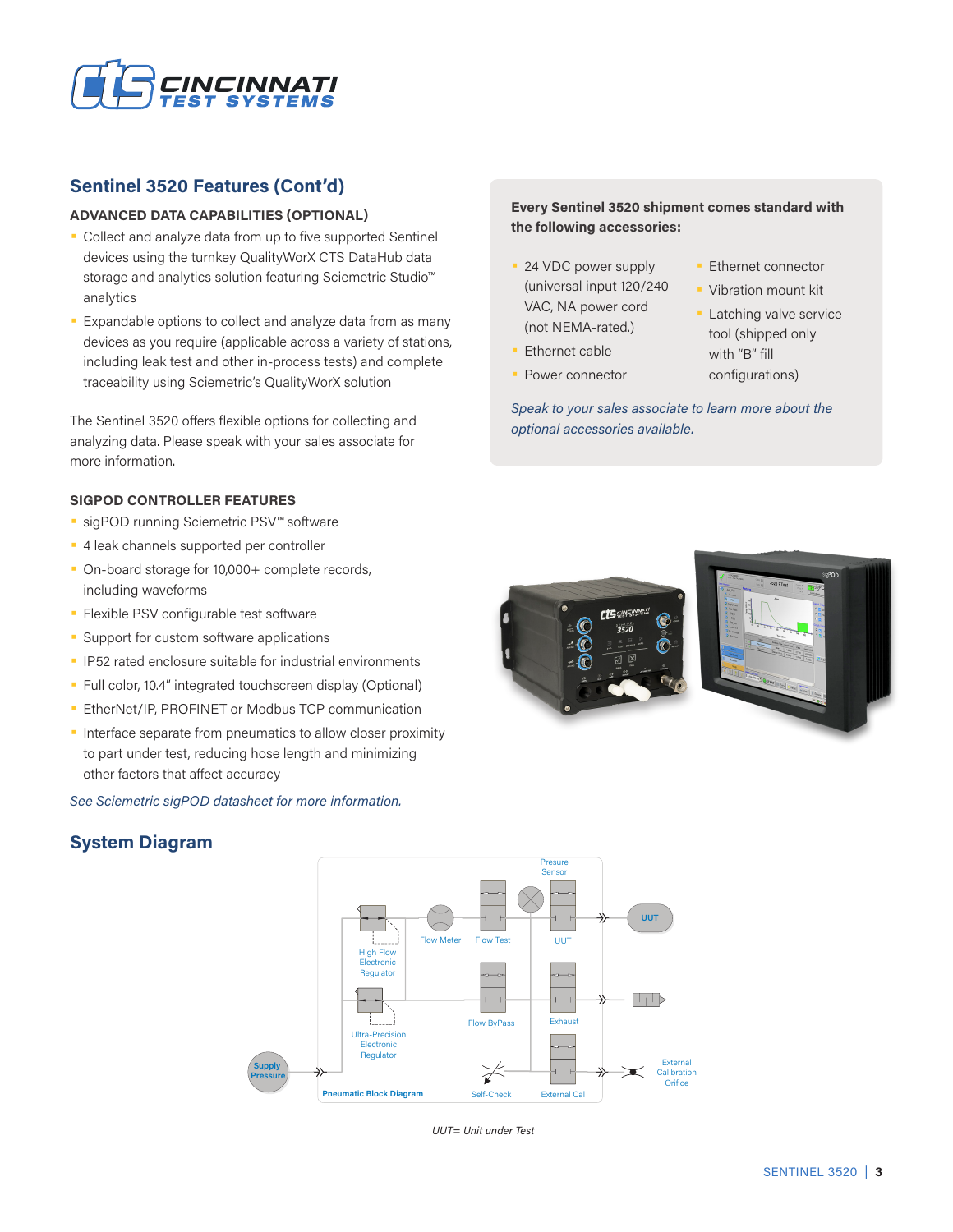## Sentinel 3520 Features (Cont'd)

### ADVANCED DATA CAPABILITIES (OPTIONAL)

- Collect and analyze data from up to five supported Sentinel devices using the turnkey QualityWorX CTS DataHub data storage and analytics solution featuring Sciemetric Studio™ analytics
- Expandable options to collect and analyze data from as many devices as you require (applicable across a variety of stations, including leak test and other in-process tests) and complete traceability using Sciemetric's QualityWorX solution

The Sentinel 3520 offers flexible options for collecting and analyzing data. Please speak with your sales associate for more information.

### SIGPOD CONTROLLER FEATURES

- sigPOD running Sciemetric PSV™ software
- 4 leak channels supported per controller
- On-board storage for 10,000+ complete records, including waveforms
- Flexible PSV configurable test software
- Support for custom software applications
- IP52 rated enclosure suitable for industrial environments
- Full color, 10.4" integrated touchscreen display (Optional)
- EtherNet/IP, PROFINET or Modbus TCP communication
- Interface separate from pneumatics to allow closer proximity to part under test, reducing hose length and minimizing other factors that affect accuracy

*See Sciemetric sigPOD datasheet for more information.*

**Every Sentinel 3520 shipment comes standard with the following accessories:**

- 24 VDC power supply (universal input 120/240 VAC, NA power cord (not NEMA-rated.)
- Ethernet cable
- Power connector
- Ethernet connector
- Vibration mount kit
- Latching valve service tool (shipped only with "B" fill configurations)

*Speak to your sales associate to learn more about the optional accessories available.*

## System Diagram

Supply Pressure · High Flow Electronic Regulator · Ultra-Precision Electronic Regulator · Flow Meter · Flow Test · Presure Sensor · UUT · UUT · Flow ByPass · Exhaust · Self-Check · External Cal · External Calibration Orifice · Pneumatic Block Diagram

*UUT= Unit under Test*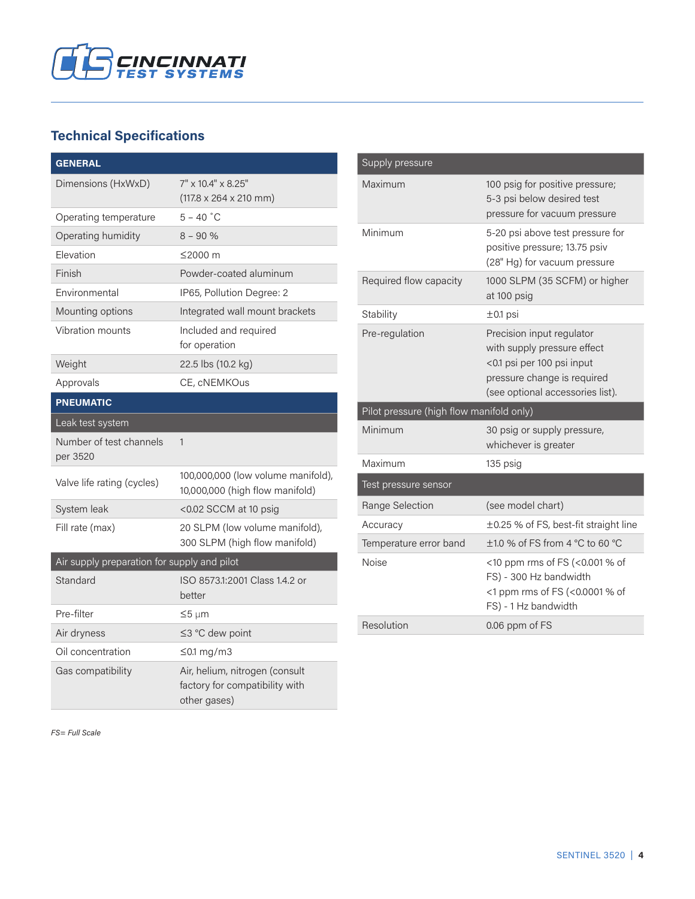## Technical Specifications

| GENERAL | |
|---|---|
| Dimensions (HxWxD) | 7" x 10.4" x 8.25" (117.8 x 264 x 210 mm) |
| Operating temperature | 5 – 40 ˚C |
| Operating humidity | 8 – 90 % |
| Elevation | ≤2000 m |
| Finish | Powder-coated aluminum |
| Environmental | IP65, Pollution Degree: 2 |
| Mounting options | Integrated wall mount brackets |
| Vibration mounts | Included and required for operation |
| Weight | 22.5 lbs (10.2 kg) |
| Approvals | CE, cNEMKOus |
| **PNEUMATIC** | |
| Leak test system | |
| Number of test channels per 3520 | 1 |
| Valve life rating (cycles) | 100,000,000 (low volume manifold), 10,000,000 (high flow manifold) |
| System leak | <0.02 SCCM at 10 psig |
| Fill rate (max) | 20 SLPM (low volume manifold), 300 SLPM (high flow manifold) |
| Air supply preparation for supply and pilot | |
| Standard | ISO 8573.1:2001 Class 1.4.2 or better |
| Pre-filter | ≤5 µm |
| Air dryness | ≤3 °C dew point |
| Oil concentration | ≤0.1 mg/m3 |
| Gas compatibility | Air, helium, nitrogen (consult factory for compatibility with other gases) |

| Supply pressure | |
|---|---|
| Maximum | 100 psig for positive pressure; 5-3 psi below desired test pressure for vacuum pressure |
| Minimum | 5-20 psi above test pressure for positive pressure; 13.75 psiv (28" Hg) for vacuum pressure |
| Required flow capacity | 1000 SLPM (35 SCFM) or higher at 100 psig |
| Stability | ±0.1 psi |
| Pre-regulation | Precision input regulator with supply pressure effect <0.1 psi per 100 psi input pressure change is required (see optional accessories list). |
| Pilot pressure (high flow manifold only) | |
| Minimum | 30 psig or supply pressure, whichever is greater |
| Maximum | 135 psig |
| Test pressure sensor | |
| Range Selection | (see model chart) |
| Accuracy | ±0.25 % of FS, best-fit straight line |
| Temperature error band | ±1.0 % of FS from 4 °C to 60 °C |
| Noise | <10 ppm rms of FS (<0.001 % of FS) - 300 Hz bandwidth <1 ppm rms of FS (<0.0001 % of FS) - 1 Hz bandwidth |
| Resolution | 0.06 ppm of FS |

*FS= Full Scale*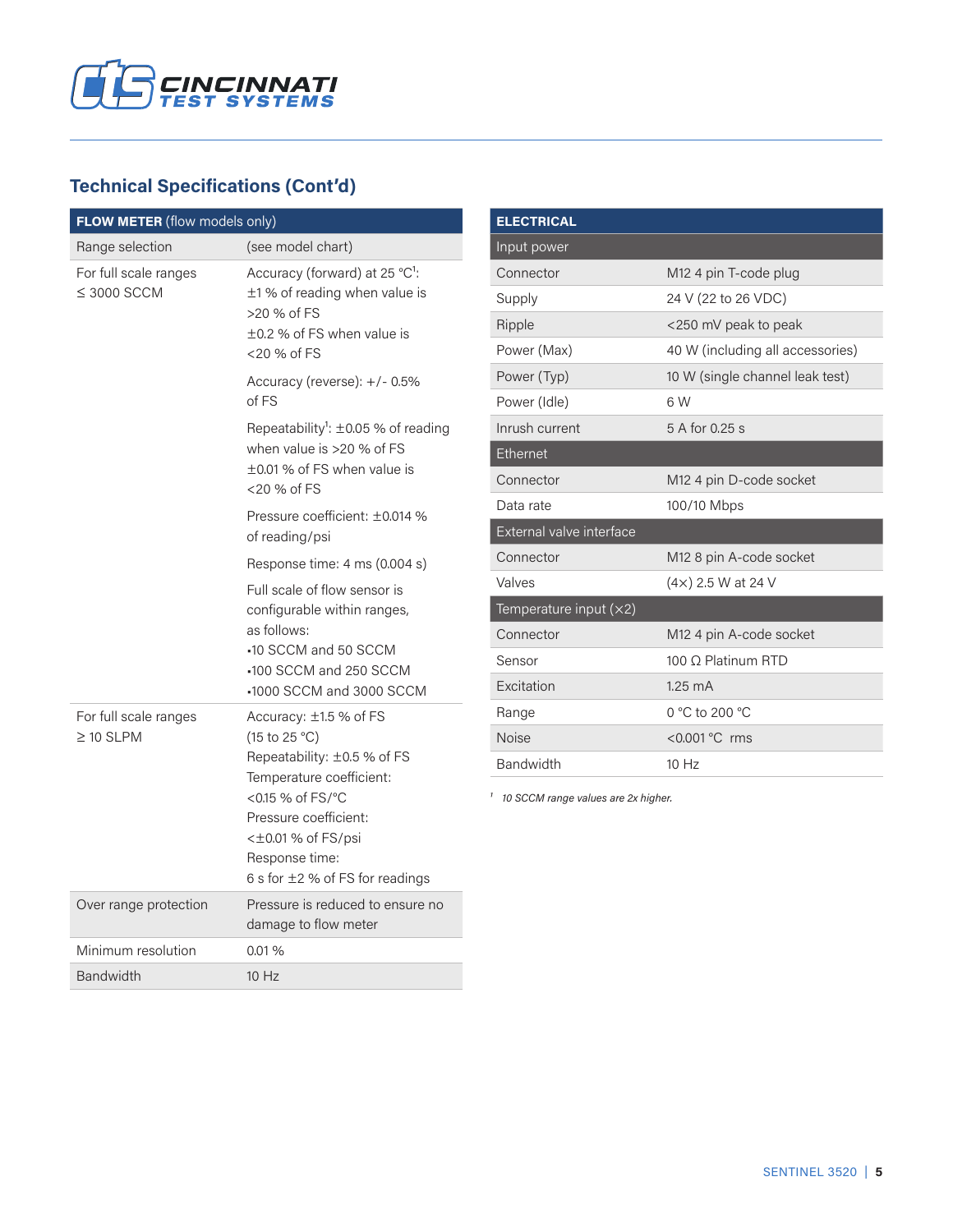## Technical Specifications (Cont'd)

| **FLOW METER** (flow models only) | |
|---|---|
| Range selection | (see model chart) |
| For full scale ranges ≤ 3000 SCCM | Accuracy (forward) at 25 °C[1]: ±1 % of reading when value is >20 % of FS ±0.2 % of FS when value is <20 % of FS<br><br>Accuracy (reverse): +/- 0.5% of FS<br><br>Repeatability[1]: ±0.05 % of reading when value is >20 % of FS ±0.01 % of FS when value is <20 % of FS<br><br>Pressure coefficient: ±0.014 % of reading/psi<br><br>Response time: 4 ms (0.004 s)<br><br>Full scale of flow sensor is configurable within ranges, as follows:<br>•10 SCCM and 50 SCCM<br>•100 SCCM and 250 SCCM<br>•1000 SCCM and 3000 SCCM |
| For full scale ranges ≥ 10 SLPM | Accuracy: ±1.5 % of FS (15 to 25 °C)<br>Repeatability: ±0.5 % of FS<br>Temperature coefficient: <0.15 % of FS/°C<br>Pressure coefficient: <±0.01 % of FS/psi<br>Response time: 6 s for ±2 % of FS for readings |
| Over range protection | Pressure is reduced to ensure no damage to flow meter |
| Minimum resolution | 0.01 % |
| Bandwidth | 10 Hz |

| **ELECTRICAL** | |
|---|---|
| **Input power** | |
| Connector | M12 4 pin T-code plug |
| Supply | 24 V (22 to 26 VDC) |
| Ripple | <250 mV peak to peak |
| Power (Max) | 40 W (including all accessories) |
| Power (Typ) | 10 W (single channel leak test) |
| Power (Idle) | 6 W |
| Inrush current | 5 A for 0.25 s |
| **Ethernet** | |
| Connector | M12 4 pin D-code socket |
| Data rate | 100/10 Mbps |
| **External valve interface** | |
| Connector | M12 8 pin A-code socket |
| Valves | (4×) 2.5 W at 24 V |
| **Temperature input (×2)** | |
| Connector | M12 4 pin A-code socket |
| Sensor | 100 Ω Platinum RTD |
| Excitation | 1.25 mA |
| Range | 0 °C to 200 °C |
| Noise | <0.001 °C rms |
| Bandwidth | 10 Hz |

[1] *10 SCCM range values are 2x higher.*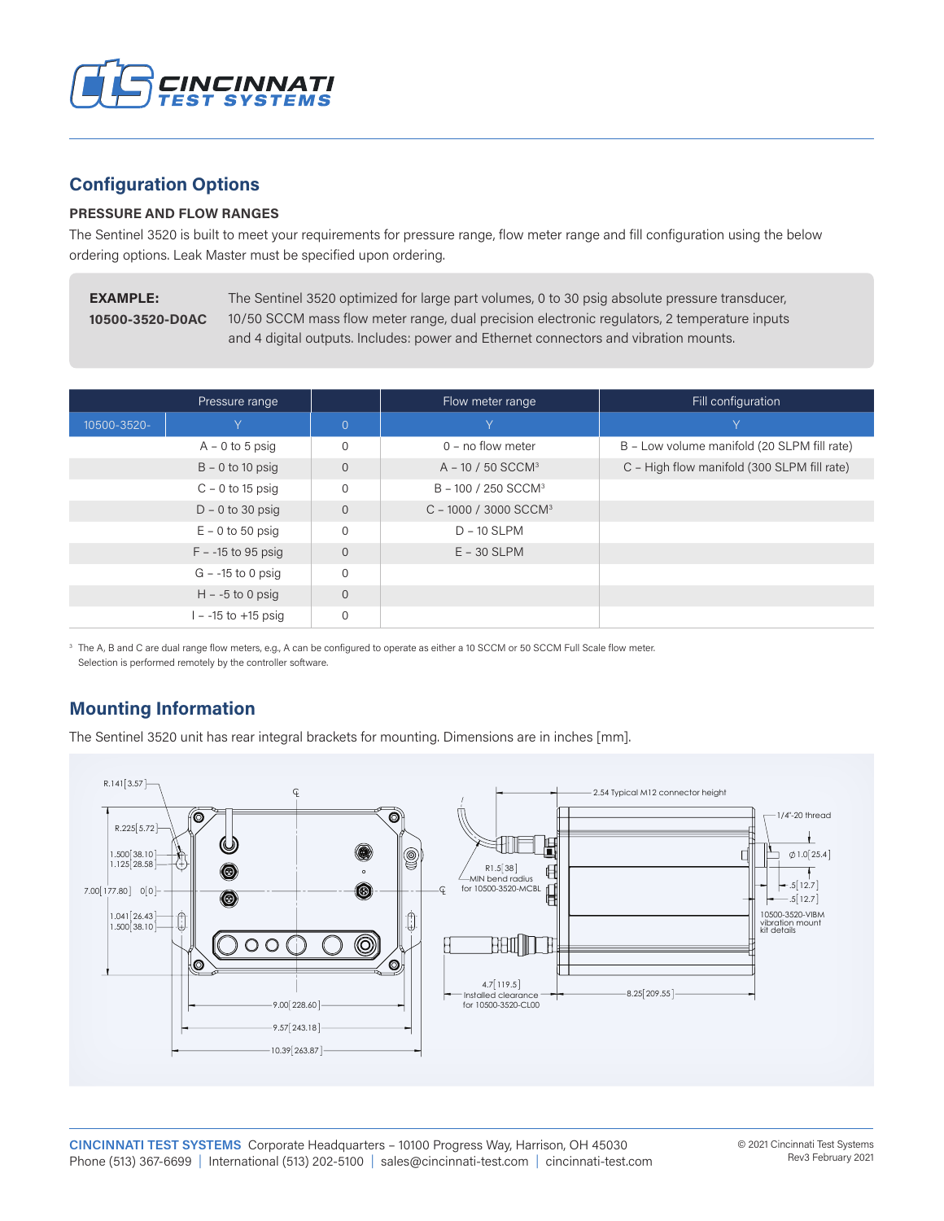## Configuration Options

**PRESSURE AND FLOW RANGES**

The Sentinel 3520 is built to meet your requirements for pressure range, flow meter range and fill configuration using the below ordering options. Leak Master must be specified upon ordering.

**EXAMPLE:**
**10500-3520-D0AC**

The Sentinel 3520 optimized for large part volumes, 0 to 30 psig absolute pressure transducer, 10/50 SCCM mass flow meter range, dual precision electronic regulators, 2 temperature inputs and 4 digital outputs. Includes: power and Ethernet connectors and vibration mounts.

| | Pressure range | | Flow meter range | Fill configuration |
|---|---|---|---|---|
| 10500-3520- | Y | 0 | Y | Y |
| | A – 0 to 5 psig | 0 | 0 – no flow meter | B – Low volume manifold (20 SLPM fill rate) |
| | B – 0 to 10 psig | 0 | A – 10 / 50 SCCM[3] | C – High flow manifold (300 SLPM fill rate) |
| | C – 0 to 15 psig | 0 | B – 100 / 250 SCCM[3] | |
| | D – 0 to 30 psig | 0 | C – 1000 / 3000 SCCM[3] | |
| | E – 0 to 50 psig | 0 | D – 10 SLPM | |
| | F – -15 to 95 psig | 0 | E – 30 SLPM | |
| | G – -15 to 0 psig | 0 | | |
| | H – -5 to 0 psig | 0 | | |
| | I – -15 to +15 psig | 0 | | |

[3] The A, B and C are dual range flow meters, e.g., A can be configured to operate as either a 10 SCCM or 50 SCCM Full Scale flow meter. Selection is performed remotely by the controller software.

## Mounting Information

The Sentinel 3520 unit has rear integral brackets for mounting. Dimensions are in inches [mm].

R.141[3.57]
R.225[5.72]
1.500[38.10]
1.125[28.58]
7.00[177.80]
0[0]
1.041[26.43]
1.500[38.10]
9.00[228.60]
9.57[243.18]
10.39[263.87]
2.54 Typical M12 connector height
R1.5[38]
MIN bend radius
for 10500-3520-MCBL
1/4"-20 thread
⌀1.0[25.4]
.5[12.7]
.5[12.7]
10500-3520-VIBM
vibration mount
kit details
4.7[119.5]
Installed clearance
for 10500-3520-CL00
8.25[209.55]